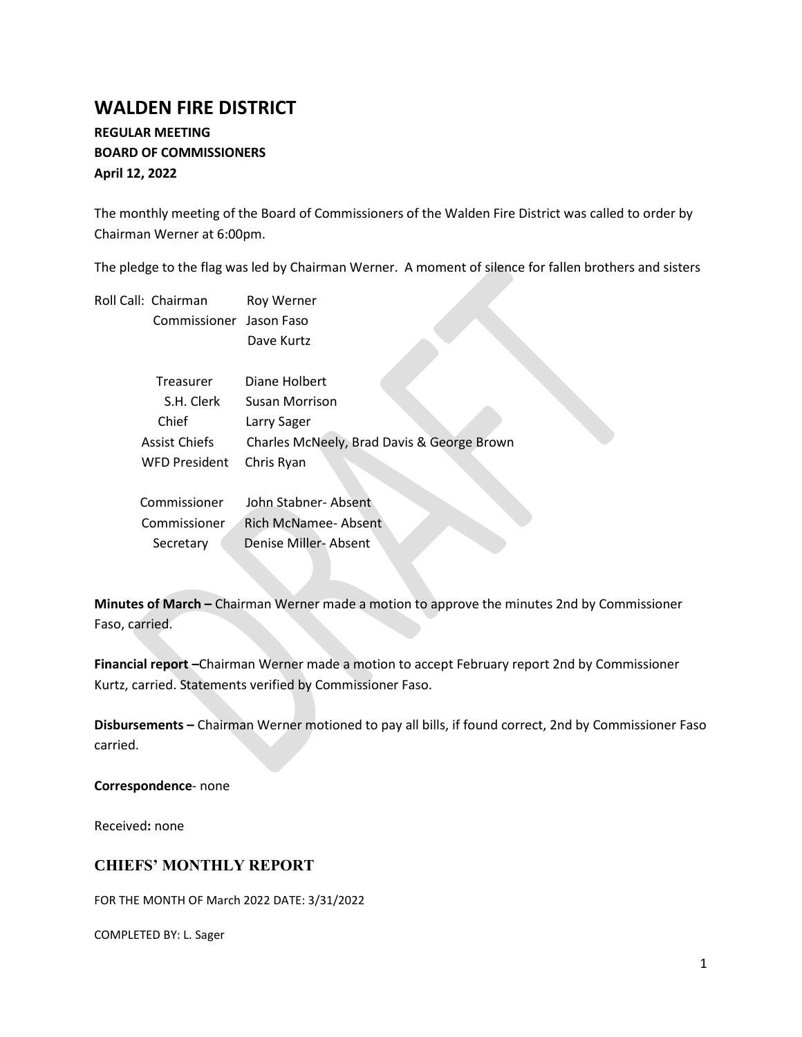# WALDEN FIRE DISTRICT

**REGULAR MEETING**
**BOARD OF COMMISSIONERS**
**April 12, 2022**

The monthly meeting of the Board of Commissioners of the Walden Fire District was called to order by Chairman Werner at 6:00pm.

The pledge to the flag was led by Chairman Werner. A moment of silence for fallen brothers and sisters

Roll Call: Chairman Roy Werner
Commissioner Jason Faso
Dave Kurtz

Treasurer Diane Holbert
S.H. Clerk Susan Morrison
Chief Larry Sager
Assist Chiefs Charles McNeely, Brad Davis & George Brown
WFD President Chris Ryan

Commissioner John Stabner- Absent
Commissioner Rich McNamee- Absent
Secretary Denise Miller- Absent

**Minutes of March –** Chairman Werner made a motion to approve the minutes 2nd by Commissioner Faso, carried.

**Financial report –**Chairman Werner made a motion to accept February report 2nd by Commissioner Kurtz, carried. Statements verified by Commissioner Faso.

**Disbursements –** Chairman Werner motioned to pay all bills, if found correct, 2nd by Commissioner Faso carried.

**Correspondence**- none

Received**:** none

## CHIEFS' MONTHLY REPORT

FOR THE MONTH OF March 2022 DATE: 3/31/2022

COMPLETED BY: L. Sager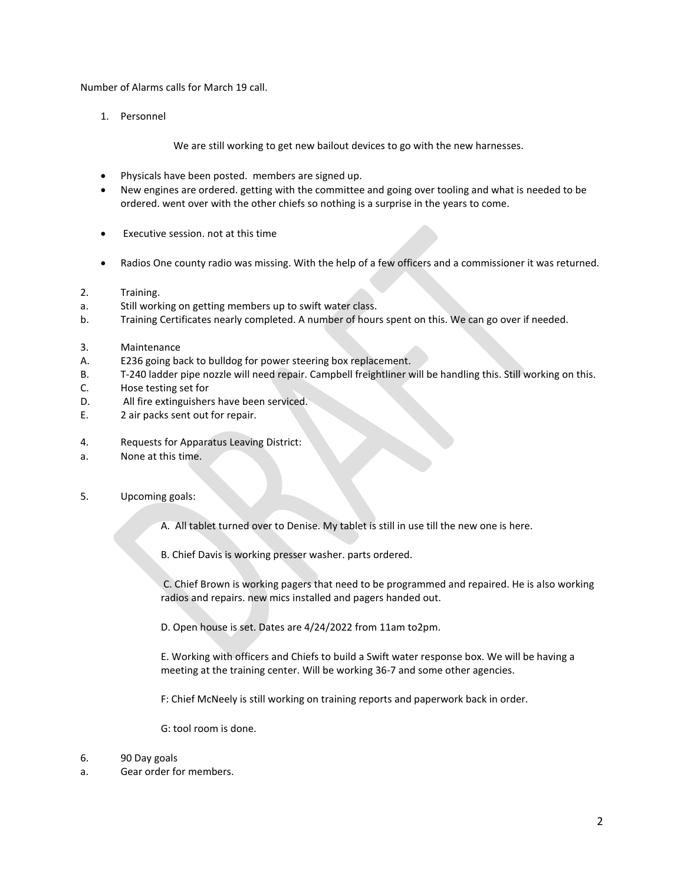Number of Alarms calls for March 19 call.

1. Personnel

We are still working to get new bailout devices to go with the new harnesses.

- Physicals have been posted. members are signed up.
- New engines are ordered. getting with the committee and going over tooling and what is needed to be ordered. went over with the other chiefs so nothing is a surprise in the years to come.

- Executive session. not at this time

- Radios One county radio was missing. With the help of a few officers and a commissioner it was returned.

2. Training.

a. Still working on getting members up to swift water class.

b. Training Certificates nearly completed. A number of hours spent on this. We can go over if needed.

3. Maintenance

A. E236 going back to bulldog for power steering box replacement.

B. T-240 ladder pipe nozzle will need repair. Campbell freightliner will be handling this. Still working on this.

C. Hose testing set for

D. All fire extinguishers have been serviced.

E. 2 air packs sent out for repair.

4. Requests for Apparatus Leaving District:

a. None at this time.

5. Upcoming goals:

A. All tablet turned over to Denise. My tablet is still in use till the new one is here.

B. Chief Davis is working presser washer. parts ordered.

C. Chief Brown is working pagers that need to be programmed and repaired. He is also working radios and repairs. new mics installed and pagers handed out.

D. Open house is set. Dates are 4/24/2022 from 11am to2pm.

E. Working with officers and Chiefs to build a Swift water response box. We will be having a meeting at the training center. Will be working 36-7 and some other agencies.

F: Chief McNeely is still working on training reports and paperwork back in order.

G: tool room is done.

6. 90 Day goals

a. Gear order for members.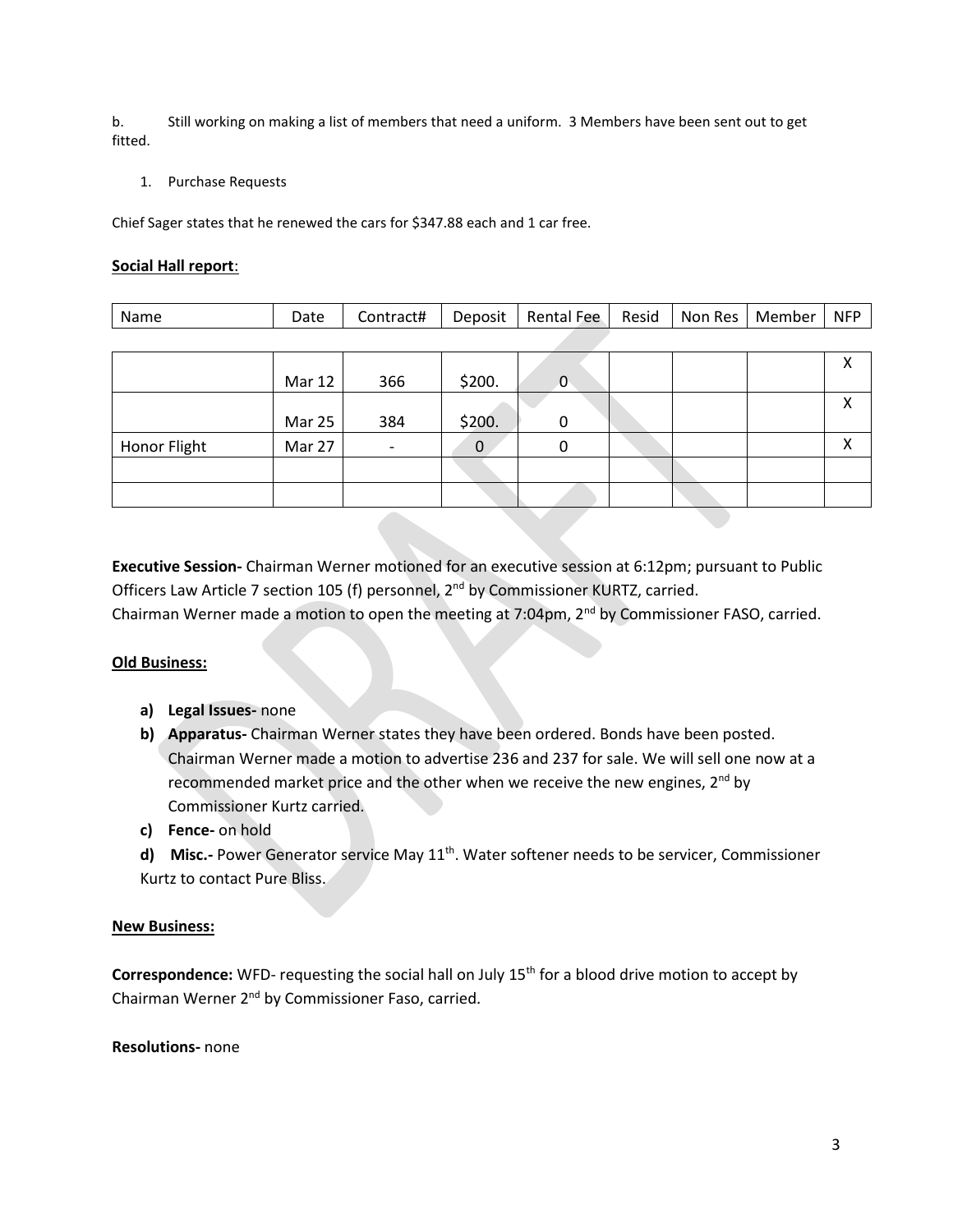b. Still working on making a list of members that need a uniform. 3 Members have been sent out to get fitted.

1. Purchase Requests

Chief Sager states that he renewed the cars for $347.88 each and 1 car free.

**Social Hall report**:

| Name | Date | Contract# | Deposit | Rental Fee | Resid | Non Res | Member | NFP |
|---|---|---|---|---|---|---|---|---|
| | Mar 12 | 366 | $200. | 0 | | | | X |
| | Mar 25 | 384 | $200. | 0 | | | | X |
| Honor Flight | Mar 27 | - | 0 | 0 | | | | X |
| | | | | | | | | |
| | | | | | | | | |

**Executive Session-** Chairman Werner motioned for an executive session at 6:12pm; pursuant to Public Officers Law Article 7 section 105 (f) personnel, 2nd by Commissioner KURTZ, carried.
Chairman Werner made a motion to open the meeting at 7:04pm, 2nd by Commissioner FASO, carried.

**Old Business:**

- **a) Legal Issues-** none
- **b) Apparatus-** Chairman Werner states they have been ordered. Bonds have been posted. Chairman Werner made a motion to advertise 236 and 237 for sale. We will sell one now at a recommended market price and the other when we receive the new engines, 2nd by Commissioner Kurtz carried.
- **c) Fence-** on hold
- **d) Misc.-** Power Generator service May 11th. Water softener needs to be servicer, Commissioner Kurtz to contact Pure Bliss.

**New Business:**

**Correspondence:** WFD- requesting the social hall on July 15th for a blood drive motion to accept by Chairman Werner 2nd by Commissioner Faso, carried.

**Resolutions-** none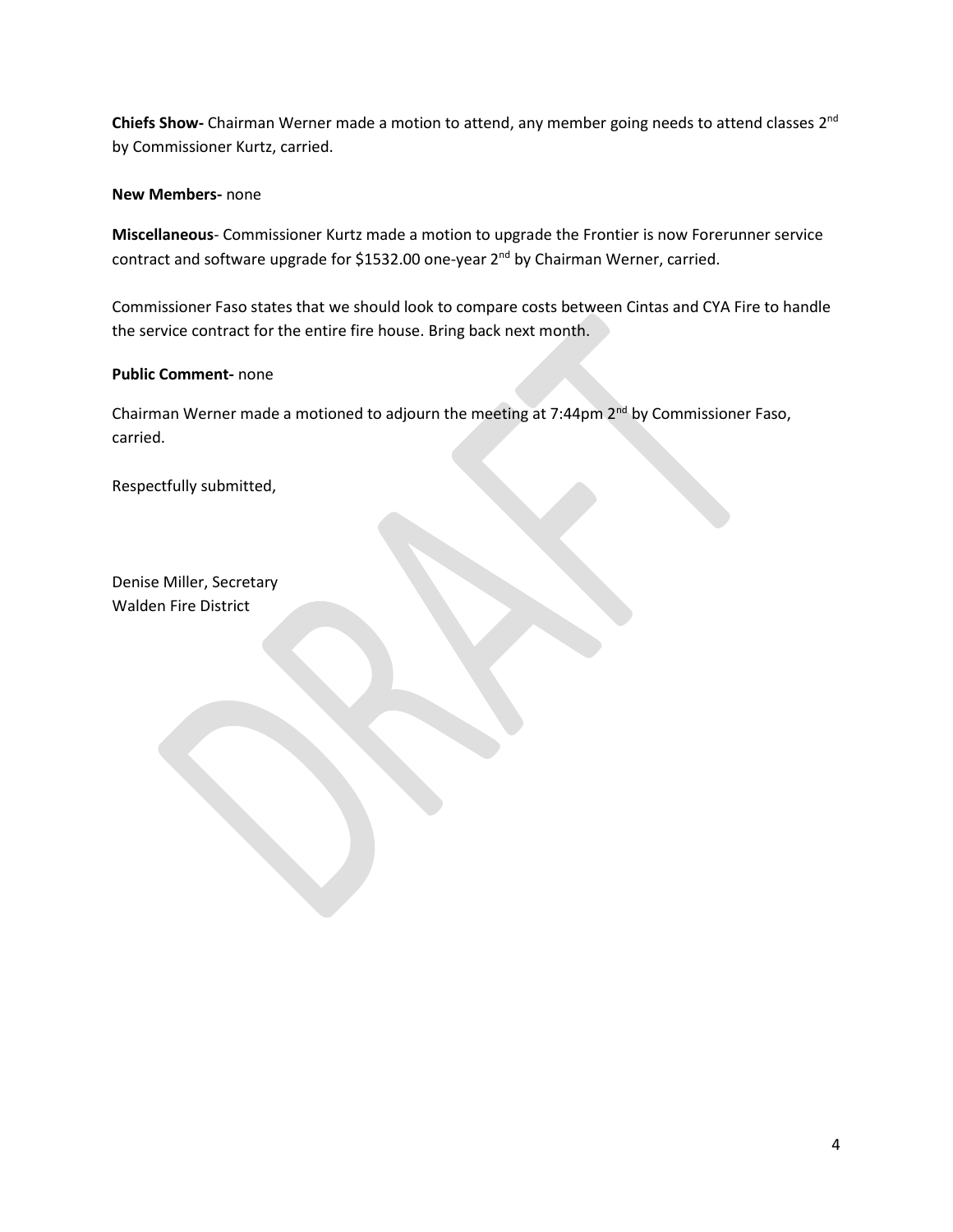**Chiefs Show-** Chairman Werner made a motion to attend, any member going needs to attend classes 2nd by Commissioner Kurtz, carried.

**New Members-** none

**Miscellaneous**- Commissioner Kurtz made a motion to upgrade the Frontier is now Forerunner service contract and software upgrade for $1532.00 one-year 2nd by Chairman Werner, carried.

Commissioner Faso states that we should look to compare costs between Cintas and CYA Fire to handle the service contract for the entire fire house. Bring back next month.

**Public Comment-** none

Chairman Werner made a motioned to adjourn the meeting at 7:44pm 2nd by Commissioner Faso, carried.

Respectfully submitted,

Denise Miller, Secretary
Walden Fire District